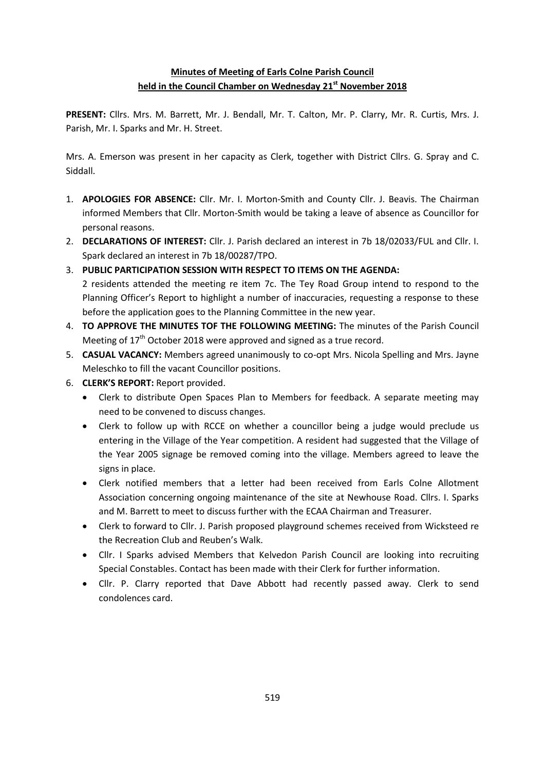**Minutes of Meeting of Earls Colne Parish Council**
**held in the Council Chamber on Wednesday 21st November 2018**

**PRESENT:** Cllrs. Mrs. M. Barrett, Mr. J. Bendall, Mr. T. Calton, Mr. P. Clarry, Mr. R. Curtis, Mrs. J. Parish, Mr. I. Sparks and Mr. H. Street.

Mrs. A. Emerson was present in her capacity as Clerk, together with District Cllrs. G. Spray and C. Siddall.

1. **APOLOGIES FOR ABSENCE:** Cllr. Mr. I. Morton-Smith and County Cllr. J. Beavis. The Chairman informed Members that Cllr. Morton-Smith would be taking a leave of absence as Councillor for personal reasons.
2. **DECLARATIONS OF INTEREST:** Cllr. J. Parish declared an interest in 7b 18/02033/FUL and Cllr. I. Spark declared an interest in 7b 18/00287/TPO.
3. **PUBLIC PARTICIPATION SESSION WITH RESPECT TO ITEMS ON THE AGENDA:** 2 residents attended the meeting re item 7c. The Tey Road Group intend to respond to the Planning Officer's Report to highlight a number of inaccuracies, requesting a response to these before the application goes to the Planning Committee in the new year.
4. **TO APPROVE THE MINUTES TOF THE FOLLOWING MEETING:** The minutes of the Parish Council Meeting of 17th October 2018 were approved and signed as a true record.
5. **CASUAL VACANCY:** Members agreed unanimously to co-opt Mrs. Nicola Spelling and Mrs. Jayne Meleschko to fill the vacant Councillor positions.
6. **CLERK'S REPORT:** Report provided.
   - Clerk to distribute Open Spaces Plan to Members for feedback. A separate meeting may need to be convened to discuss changes.
   - Clerk to follow up with RCCE on whether a councillor being a judge would preclude us entering in the Village of the Year competition. A resident had suggested that the Village of the Year 2005 signage be removed coming into the village. Members agreed to leave the signs in place.
   - Clerk notified members that a letter had been received from Earls Colne Allotment Association concerning ongoing maintenance of the site at Newhouse Road. Cllrs. I. Sparks and M. Barrett to meet to discuss further with the ECAA Chairman and Treasurer.
   - Clerk to forward to Cllr. J. Parish proposed playground schemes received from Wicksteed re the Recreation Club and Reuben's Walk.
   - Cllr. I Sparks advised Members that Kelvedon Parish Council are looking into recruiting Special Constables. Contact has been made with their Clerk for further information.
   - Cllr. P. Clarry reported that Dave Abbott had recently passed away. Clerk to send condolences card.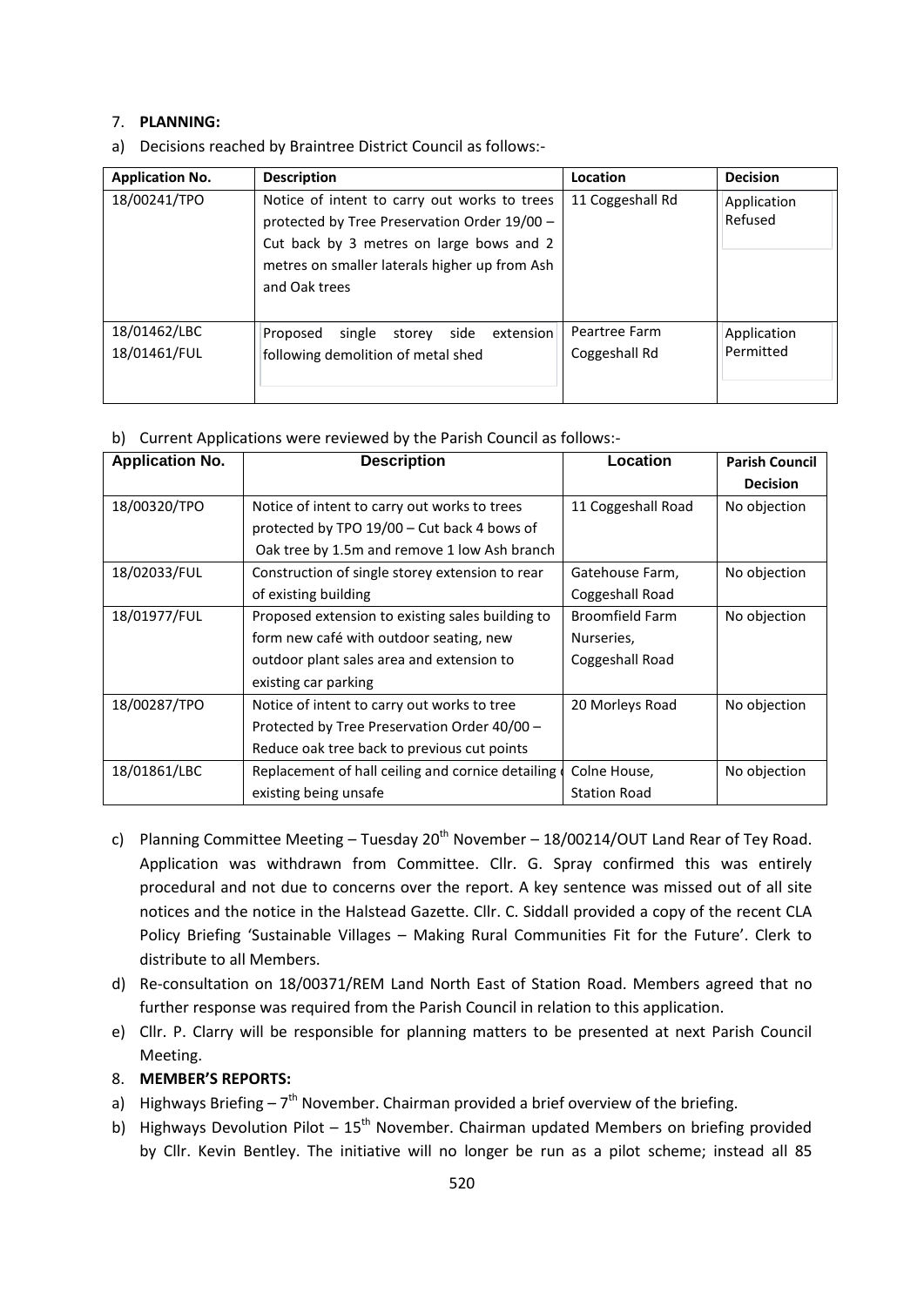7. **PLANNING:**

a) Decisions reached by Braintree District Council as follows:-

| Application No. | Description | Location | Decision |
|---|---|---|---|
| 18/00241/TPO | Notice of intent to carry out works to trees protected by Tree Preservation Order 19/00 – Cut back by 3 metres on large bows and 2 metres on smaller laterals higher up from Ash and Oak trees | 11 Coggeshall Rd | Application Refused |
| 18/01462/LBC 18/01461/FUL | Proposed single storey side extension following demolition of metal shed | Peartree Farm Coggeshall Rd | Application Permitted |

b) Current Applications were reviewed by the Parish Council as follows:-

| Application No. | Description | Location | Parish Council Decision |
|---|---|---|---|
| 18/00320/TPO | Notice of intent to carry out works to trees protected by TPO 19/00 – Cut back 4 bows of Oak tree by 1.5m and remove 1 low Ash branch | 11 Coggeshall Road | No objection |
| 18/02033/FUL | Construction of single storey extension to rear of existing building | Gatehouse Farm, Coggeshall Road | No objection |
| 18/01977/FUL | Proposed extension to existing sales building to form new café with outdoor seating, new outdoor plant sales area and extension to existing car parking | Broomfield Farm Nurseries, Coggeshall Road | No objection |
| 18/00287/TPO | Notice of intent to carry out works to tree Protected by Tree Preservation Order 40/00 – Reduce oak tree back to previous cut points | 20 Morleys Road | No objection |
| 18/01861/LBC | Replacement of hall ceiling and cornice detailing existing being unsafe | Colne House, Station Road | No objection |

c) Planning Committee Meeting – Tuesday 20th November – 18/00214/OUT Land Rear of Tey Road. Application was withdrawn from Committee. Cllr. G. Spray confirmed this was entirely procedural and not due to concerns over the report. A key sentence was missed out of all site notices and the notice in the Halstead Gazette. Cllr. C. Siddall provided a copy of the recent CLA Policy Briefing 'Sustainable Villages – Making Rural Communities Fit for the Future'. Clerk to distribute to all Members.

d) Re-consultation on 18/00371/REM Land North East of Station Road. Members agreed that no further response was required from the Parish Council in relation to this application.

e) Cllr. P. Clarry will be responsible for planning matters to be presented at next Parish Council Meeting.

8. **MEMBER'S REPORTS:**

a) Highways Briefing – 7th November. Chairman provided a brief overview of the briefing.

b) Highways Devolution Pilot – 15th November. Chairman updated Members on briefing provided by Cllr. Kevin Bentley. The initiative will no longer be run as a pilot scheme; instead all 85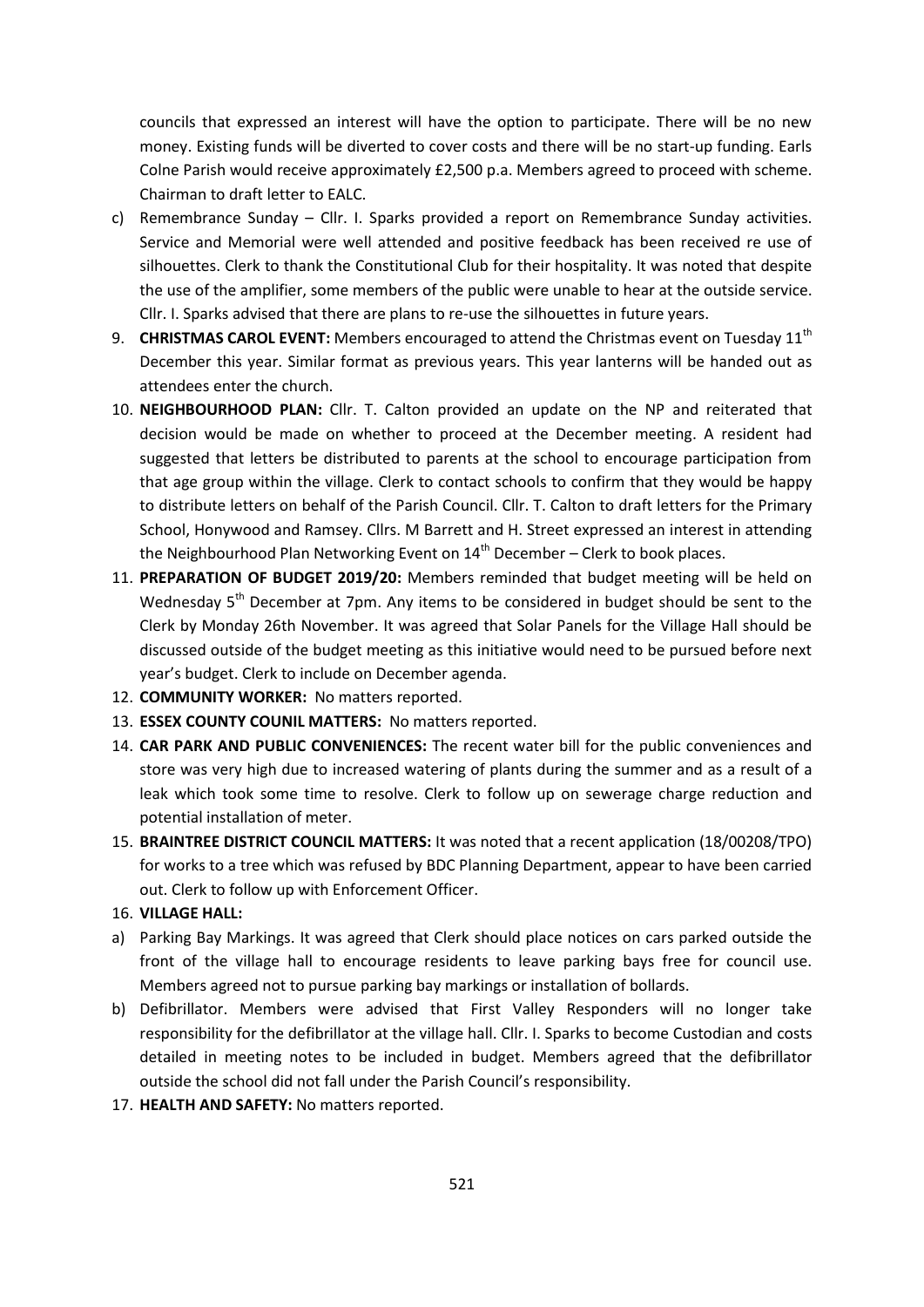councils that expressed an interest will have the option to participate. There will be no new money. Existing funds will be diverted to cover costs and there will be no start-up funding. Earls Colne Parish would receive approximately £2,500 p.a. Members agreed to proceed with scheme. Chairman to draft letter to EALC.

c) Remembrance Sunday – Cllr. I. Sparks provided a report on Remembrance Sunday activities. Service and Memorial were well attended and positive feedback has been received re use of silhouettes. Clerk to thank the Constitutional Club for their hospitality. It was noted that despite the use of the amplifier, some members of the public were unable to hear at the outside service. Cllr. I. Sparks advised that there are plans to re-use the silhouettes in future years.

9. **CHRISTMAS CAROL EVENT:** Members encouraged to attend the Christmas event on Tuesday 11th December this year. Similar format as previous years. This year lanterns will be handed out as attendees enter the church.
10. **NEIGHBOURHOOD PLAN:** Cllr. T. Calton provided an update on the NP and reiterated that decision would be made on whether to proceed at the December meeting. A resident had suggested that letters be distributed to parents at the school to encourage participation from that age group within the village. Clerk to contact schools to confirm that they would be happy to distribute letters on behalf of the Parish Council. Cllr. T. Calton to draft letters for the Primary School, Honywood and Ramsey. Cllrs. M Barrett and H. Street expressed an interest in attending the Neighbourhood Plan Networking Event on 14th December – Clerk to book places.
11. **PREPARATION OF BUDGET 2019/20:** Members reminded that budget meeting will be held on Wednesday 5th December at 7pm. Any items to be considered in budget should be sent to the Clerk by Monday 26th November. It was agreed that Solar Panels for the Village Hall should be discussed outside of the budget meeting as this initiative would need to be pursued before next year's budget. Clerk to include on December agenda.
12. **COMMUNITY WORKER:** No matters reported.
13. **ESSEX COUNTY COUNIL MATTERS:** No matters reported.
14. **CAR PARK AND PUBLIC CONVENIENCES:** The recent water bill for the public conveniences and store was very high due to increased watering of plants during the summer and as a result of a leak which took some time to resolve. Clerk to follow up on sewerage charge reduction and potential installation of meter.
15. **BRAINTREE DISTRICT COUNCIL MATTERS:** It was noted that a recent application (18/00208/TPO) for works to a tree which was refused by BDC Planning Department, appear to have been carried out. Clerk to follow up with Enforcement Officer.
16. **VILLAGE HALL:**

a) Parking Bay Markings. It was agreed that Clerk should place notices on cars parked outside the front of the village hall to encourage residents to leave parking bays free for council use. Members agreed not to pursue parking bay markings or installation of bollards.

b) Defibrillator. Members were advised that First Valley Responders will no longer take responsibility for the defibrillator at the village hall. Cllr. I. Sparks to become Custodian and costs detailed in meeting notes to be included in budget. Members agreed that the defibrillator outside the school did not fall under the Parish Council's responsibility.

17. **HEALTH AND SAFETY:** No matters reported.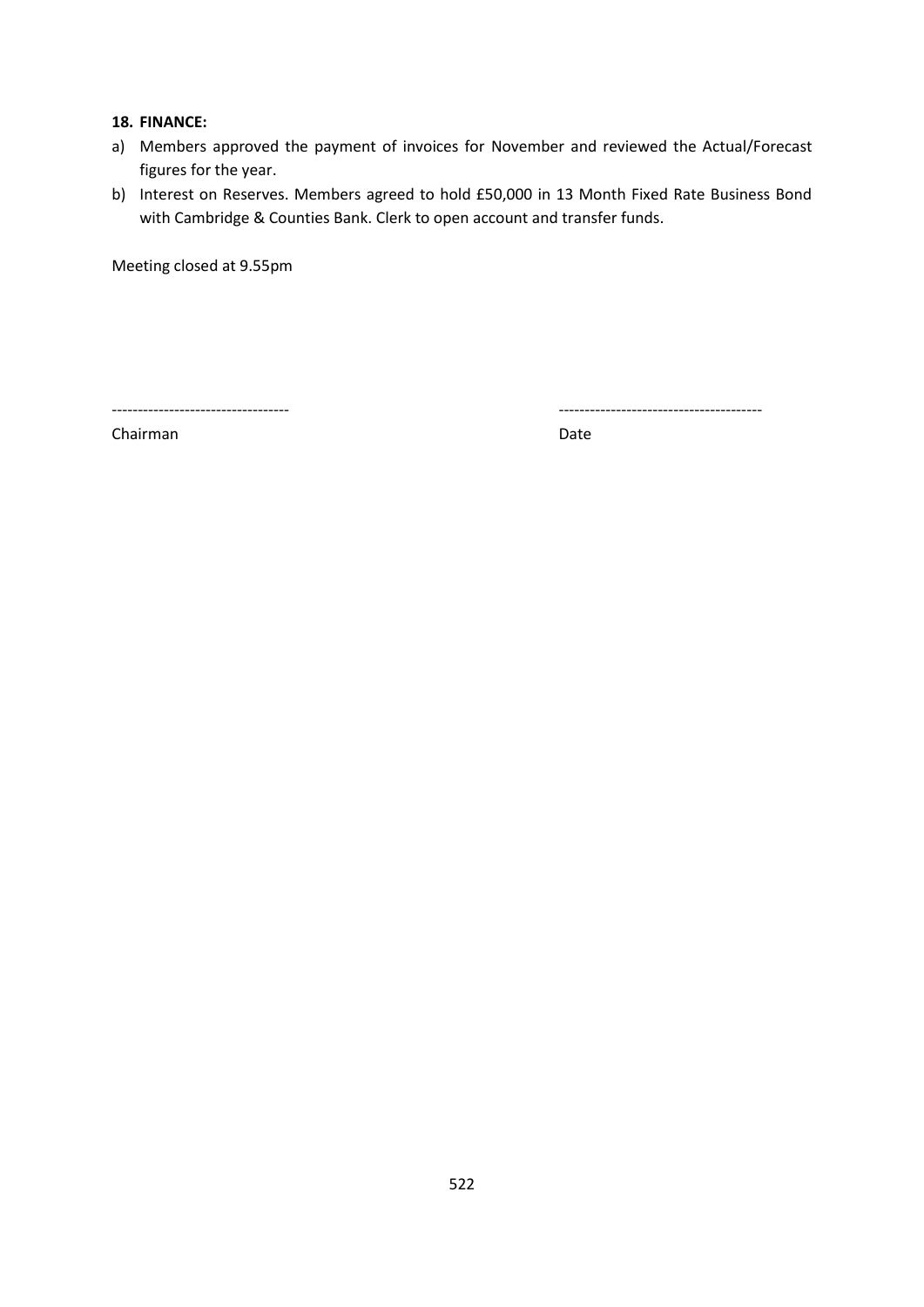**18. FINANCE:**

a) Members approved the payment of invoices for November and reviewed the Actual/Forecast figures for the year.

b) Interest on Reserves. Members agreed to hold £50,000 in 13 Month Fixed Rate Business Bond with Cambridge & Counties Bank. Clerk to open account and transfer funds.

Meeting closed at 9.55pm

---------------------------------- --------------------------------------

Chairman Date